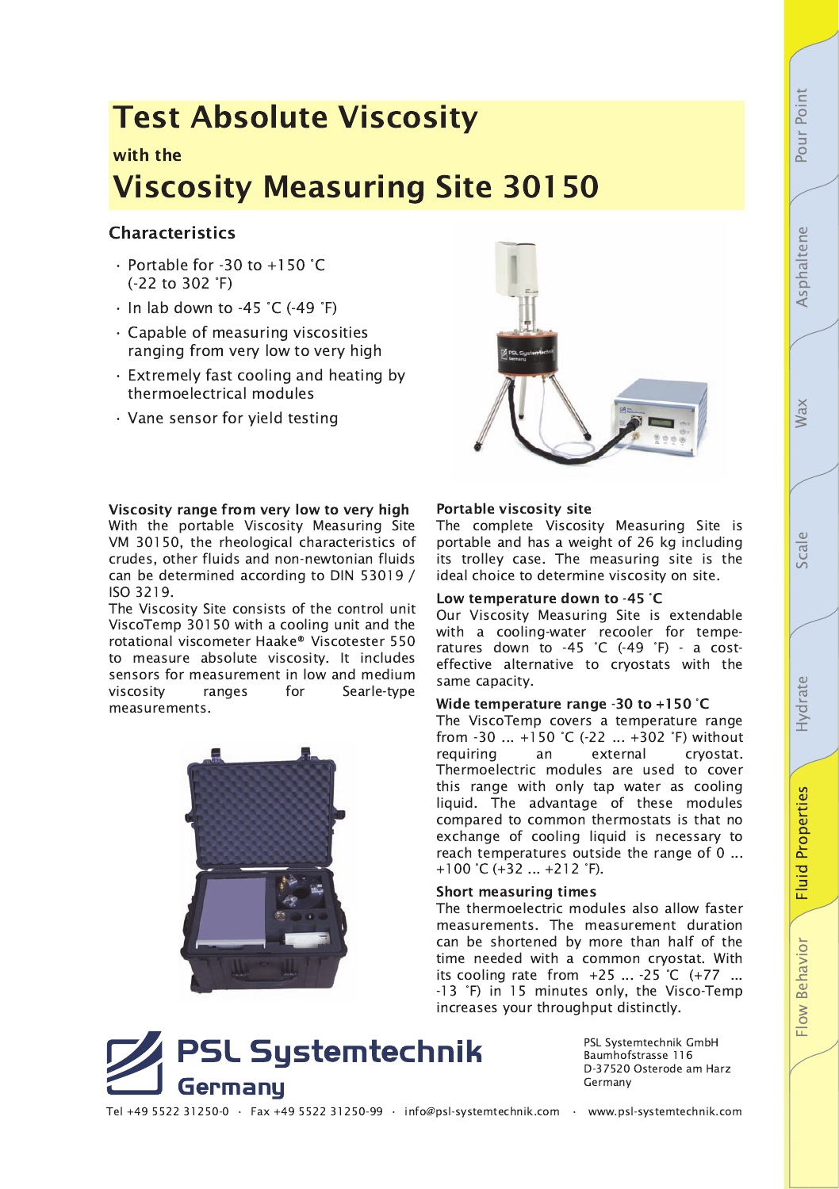# Test Absolute Viscosity

with the

# Viscosity Measuring Site 30150

## Characteristics

- Portable for -30 to +150 °C (-22 to 302 °F)
- In lab down to -45 °C (-49 °F)
- Capable of measuring viscosities ranging from very low to very high
- Extremely fast cooling and heating by thermoelectrical modules
- Vane sensor for yield testing

### Viscosity range from very low to very high

With the portable Viscosity Measuring Site VM 30150, the rheological characteristics of crudes, other fluids and non-newtonian fluids can be determined according to DIN 53019 / ISO 3219.

The Viscosity Site consists of the control unit ViscoTemp 30150 with a cooling unit and the rotational viscometer Haake® Viscotester 550 to measure absolute viscosity. It includes sensors for measurement in low and medium viscosity ranges for Searle-type measurements.

### Portable viscosity site

The complete Viscosity Measuring Site is portable and has a weight of 26 kg including its trolley case. The measuring site is the ideal choice to determine viscosity on site.

### Low temperature down to -45 °C

Our Viscosity Measuring Site is extendable with a cooling-water recooler for temperatures down to -45 °C (-49 °F) - a cost-effective alternative to cryostats with the same capacity.

### Wide temperature range -30 to +150 °C

The ViscoTemp covers a temperature range from -30 ... +150 °C (-22 ... +302 °F) without requiring an external cryostat. Thermoelectric modules are used to cover this range with only tap water as cooling liquid. The advantage of these modules compared to common thermostats is that no exchange of cooling liquid is necessary to reach temperatures outside the range of 0 ... +100 °C (+32 ... +212 °F).

### Short measuring times

The thermoelectric modules also allow faster measurements. The measurement duration can be shortened by more than half of the time needed with a common cryostat. With its cooling rate from +25 ... -25 °C (+77 ... -13 °F) in 15 minutes only, the Visco-Temp increases your throughput distinctly.

**PSL Systemtechnik Germany**

PSL Systemtechnik GmbH
Baumhofstrasse 116
D-37520 Osterode am Harz
Germany

Tel +49 5522 31250-0 · Fax +49 5522 31250-99 · info@psl-systemtechnik.com · www.psl-systemtechnik.com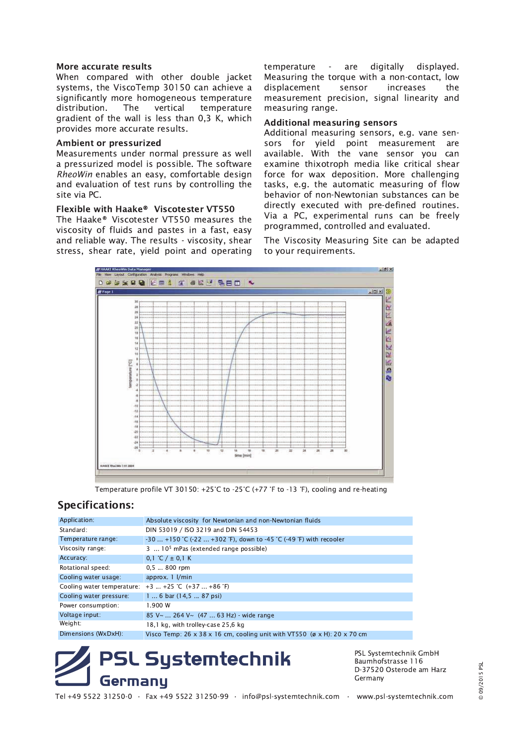### More accurate results

When compared with other double jacket systems, the ViscoTemp 30150 can achieve a significantly more homogeneous temperature distribution. The vertical temperature gradient of the wall is less than 0,3 K, which provides more accurate results.

### Ambient or pressurized

Measurements under normal pressure as well a pressurized model is possible. The software *RheoWin* enables an easy, comfortable design and evaluation of test runs by controlling the site via PC.

### Flexible with Haake® Viscotester VT550

The Haake® Viscotester VT550 measures the viscosity of fluids and pastes in a fast, easy and reliable way. The results - viscosity, shear stress, shear rate, yield point and operating temperature - are digitally displayed. Measuring the torque with a non-contact, low displacement sensor increases the measurement precision, signal linearity and measuring range.

### Additional measuring sensors

Additional measuring sensors, e.g. vane sensors for yield point measurement are available. With the vane sensor you can examine thixotroph media like critical shear force for wax deposition. More challenging tasks, e.g. the automatic measuring of flow behavior of non-Newtonian substances can be directly executed with pre-defined routines. Via a PC, experimental runs can be freely programmed, controlled and evaluated.

The Viscosity Measuring Site can be adapted to your requirements.

HAAKE RheoWin Data Manager

Page 1

temperature [°C]

time [min]

HAAKE RheoWin 3.61.0004

Temperature profile VT 30150: +25°C to -25°C (+77 °F to -13 °F), cooling and re-heating

## Specifications:

| | |
|---|---|
| Application: | Absolute viscosity for Newtonian and non-Newtonian fluids |
| Standard: | DIN 53019 / ISO 3219 and DIN 54453 |
| Temperature range: | -30 ... +150 °C (-22 ... +302 °F), down to -45 °C (-49 °F) with recooler |
| Viscosity range: | 3 ... $10^5$ mPas (extended range possible) |
| Accuracy: | 0,1 °C / ± 0,1 K |
| Rotational speed: | 0,5 ... 800 rpm |
| Cooling water usage: | approx. 1 l/min |
| Cooling water temperature: | +3 ... +25 °C (+37 ... +86 °F) |
| Cooling water pressure: | 1 ... 6 bar (14,5 ... 87 psi) |
| Power consumption: | 1.900 W |
| Voltage input: | 85 V~ ... 264 V~ (47 ... 63 Hz) - wide range |
| Weight: | 18,1 kg, with trolley-case 25,6 kg |
| Dimensions (WxDxH): | Visco Temp: 26 x 38 x 16 cm, cooling unit with VT550 (ø x H): 20 x 70 cm |

**PSL Systemtechnik Germany**

PSL Systemtechnik GmbH
Baumhofstrasse 116
D-37520 Osterode am Harz
Germany

Tel +49 5522 31250-0 · Fax +49 5522 31250-99 · info@psl-systemtechnik.com · www.psl-systemtechnik.com

© 09/2015 PSL